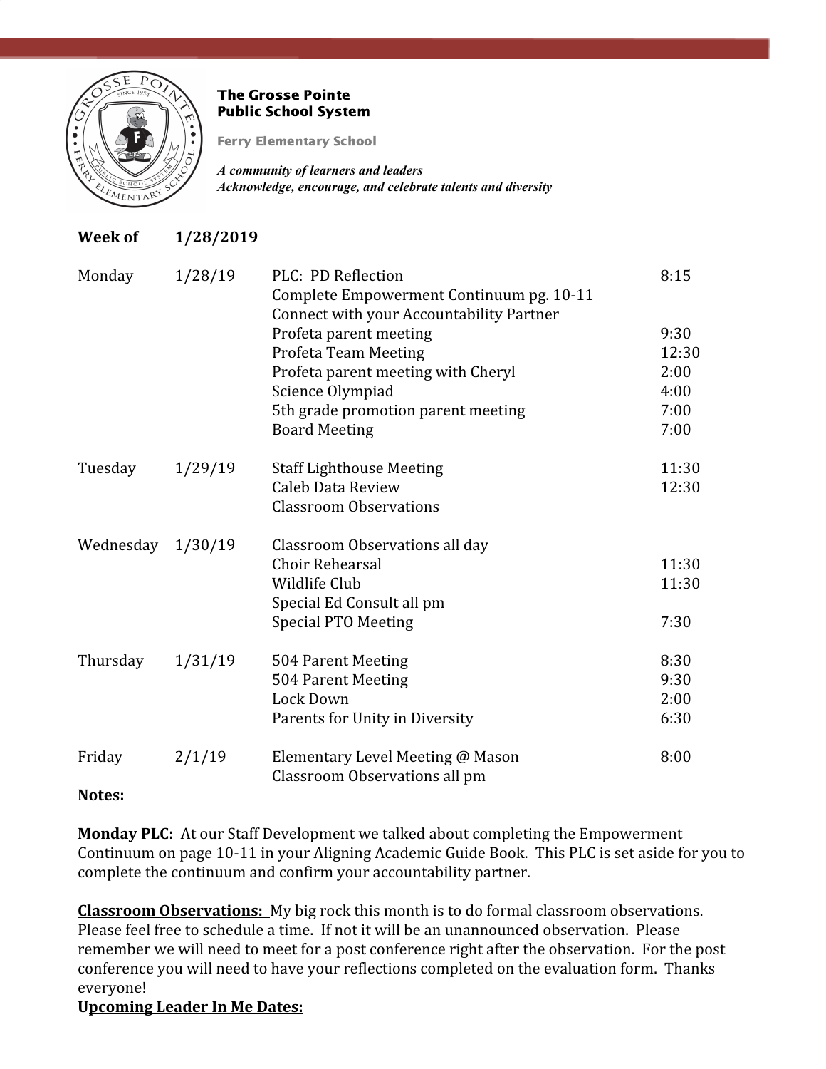**The Grosse Pointe Public School System**

**Ferry Elementary School**

*A community of learners and leaders*
*Acknowledge, encourage, and celebrate talents and diversity*

**Week of 1/28/2019**

| | | | |
|---|---|---|---|
| Monday | 1/28/19 | PLC: PD Reflection | 8:15 |
| | | Complete Empowerment Continuum pg. 10-11 | |
| | | Connect with your Accountability Partner | |
| | | Profeta parent meeting | 9:30 |
| | | Profeta Team Meeting | 12:30 |
| | | Profeta parent meeting with Cheryl | 2:00 |
| | | Science Olympiad | 4:00 |
| | | 5th grade promotion parent meeting | 7:00 |
| | | Board Meeting | 7:00 |
| Tuesday | 1/29/19 | Staff Lighthouse Meeting | 11:30 |
| | | Caleb Data Review | 12:30 |
| | | Classroom Observations | |
| Wednesday | 1/30/19 | Classroom Observations all day | |
| | | Choir Rehearsal | 11:30 |
| | | Wildlife Club | 11:30 |
| | | Special Ed Consult all pm | |
| | | Special PTO Meeting | 7:30 |
| Thursday | 1/31/19 | 504 Parent Meeting | 8:30 |
| | | 504 Parent Meeting | 9:30 |
| | | Lock Down | 2:00 |
| | | Parents for Unity in Diversity | 6:30 |
| Friday | 2/1/19 | Elementary Level Meeting @ Mason | 8:00 |
| | | Classroom Observations all pm | |

**Notes:**

**Monday PLC:** At our Staff Development we talked about completing the Empowerment Continuum on page 10-11 in your Aligning Academic Guide Book. This PLC is set aside for you to complete the continuum and confirm your accountability partner.

**Classroom Observations:** My big rock this month is to do formal classroom observations. Please feel free to schedule a time. If not it will be an unannounced observation. Please remember we will need to meet for a post conference right after the observation. For the post conference you will need to have your reflections completed on the evaluation form. Thanks everyone!

**Upcoming Leader In Me Dates:**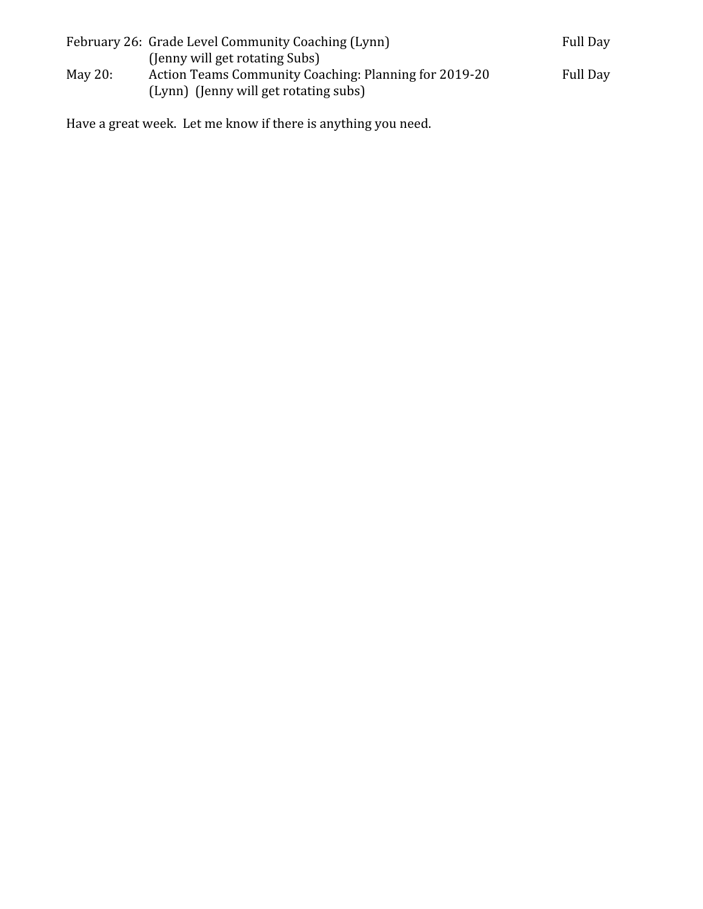| | | |
|---|---|---|
| February 26: | Grade Level Community Coaching (Lynn) (Jenny will get rotating Subs) | Full Day |
| May 20: | Action Teams Community Coaching: Planning for 2019-20 (Lynn) (Jenny will get rotating subs) | Full Day |

Have a great week. Let me know if there is anything you need.